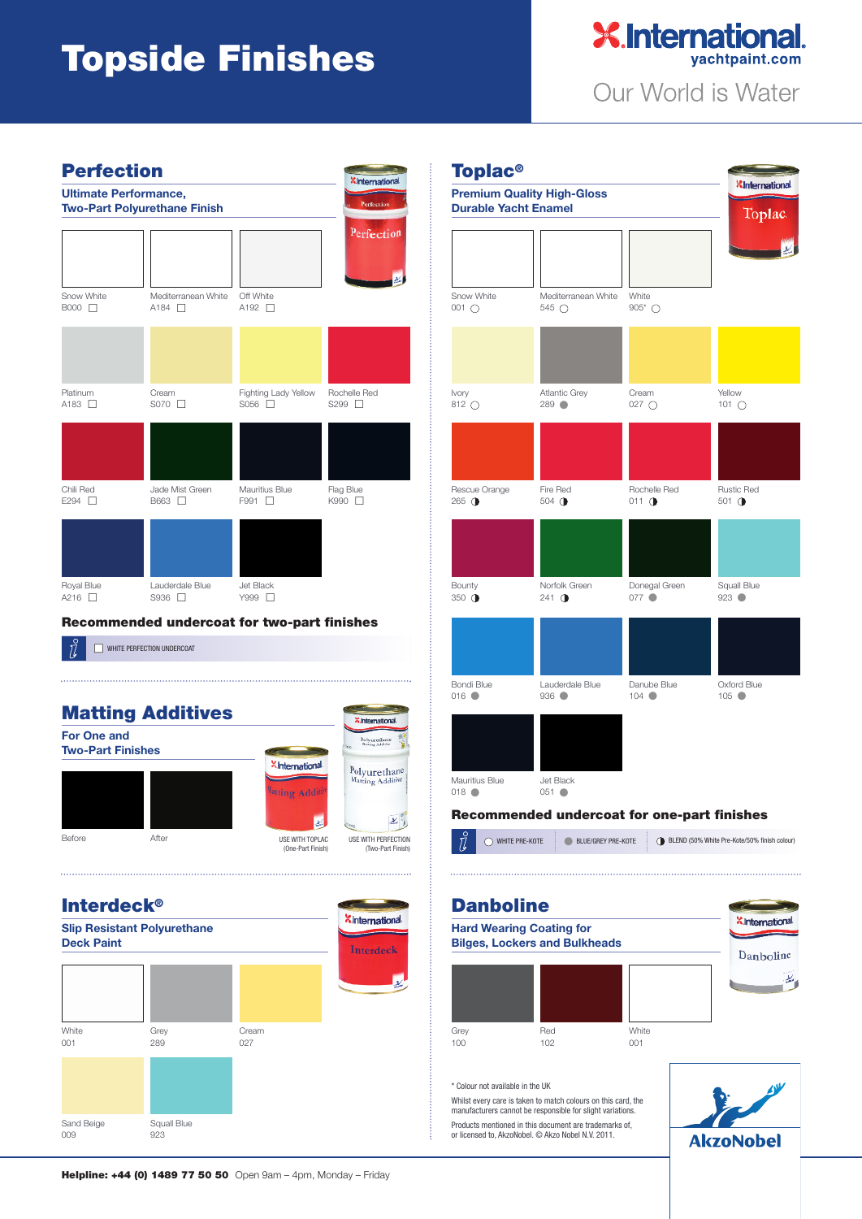# Topside Finishes

International. yachtpaint.com

Our World is Water

## Perfection

**Ultimate Performance, Two-Part Polyurethane Finish**

| Colour | Code |
|---|---|
| Snow White | B000 |
| Mediterranean White | A184 |
| Off White | A192 |
| Platinum | A183 |
| Cream | S070 |
| Fighting Lady Yellow | S056 |
| Rochelle Red | S299 |
| Chili Red | E294 |
| Jade Mist Green | B663 |
| Mauritius Blue | F991 |
| Flag Blue | K990 |
| Royal Blue | A216 |
| Lauderdale Blue | S936 |
| Jet Black | Y999 |

### Recommended undercoat for two-part finishes

- WHITE PERFECTION UNDERCOAT

## Matting Additives

**For One and Two-Part Finishes**

Before | After

USE WITH TOPLAC (One-Part Finish)

USE WITH PERFECTION (Two-Part Finish)

## Interdeck®

**Slip Resistant Polyurethane Deck Paint**

| Colour | Code |
|---|---|
| White | 001 |
| Grey | 289 |
| Cream | 027 |
| Sand Beige | 009 |
| Squall Blue | 923 |

## Toplac®

**Premium Quality High-Gloss Durable Yacht Enamel**

| Colour | Code |
|---|---|
| Snow White | 001 |
| Mediterranean White | 545 |
| White | 905* |
| Ivory | 812 |
| Atlantic Grey | 289 |
| Cream | 027 |
| Yellow | 101 |
| Rescue Orange | 265 |
| Fire Red | 504 |
| Rochelle Red | 011 |
| Rustic Red | 501 |
| Bounty | 350 |
| Norfolk Green | 241 |
| Donegal Green | 077 |
| Squall Blue | 923 |
| Bondi Blue | 016 |
| Lauderdale Blue | 936 |
| Danube Blue | 104 |
| Oxford Blue | 105 |
| Mauritius Blue | 018 |
| Jet Black | 051 |

### Recommended undercoat for one-part finishes

- ○ WHITE PRE-KOTE
- ● BLUE/GREY PRE-KOTE
- ◑ BLEND (50% White Pre-Kote/50% finish colour)

## Danboline

**Hard Wearing Coating for Bilges, Lockers and Bulkheads**

| Colour | Code |
|---|---|
| Grey | 100 |
| Red | 102 |
| White | 001 |

\* Colour not available in the UK

Whilst every care is taken to match colours on this card, the manufacturers cannot be responsible for slight variations.

Products mentioned in this document are trademarks of, or licensed to, AkzoNobel. © Akzo Nobel N.V. 2011.

AkzoNobel

**Helpline: +44 (0) 1489 77 50 50** Open 9am – 4pm, Monday – Friday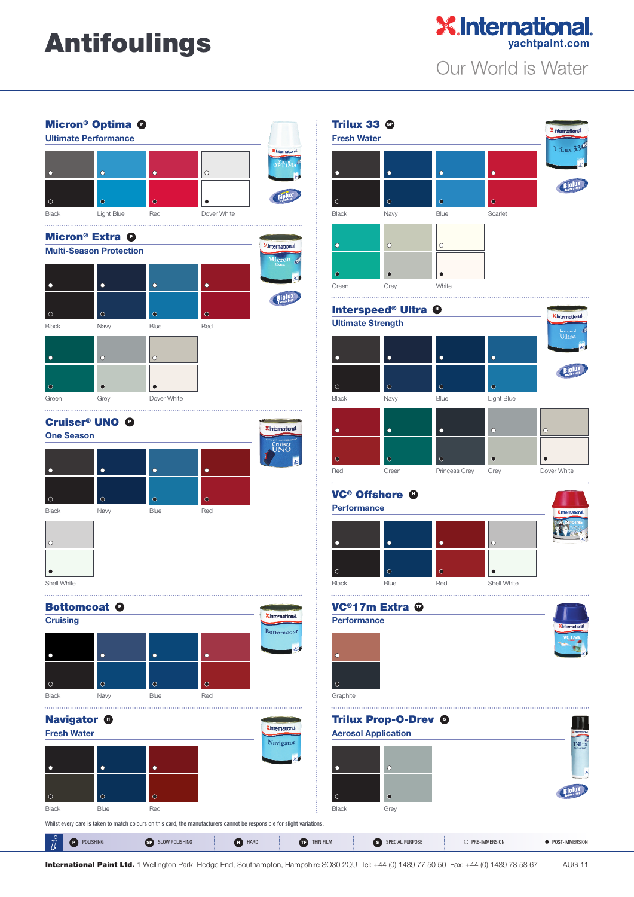# Antifoulings

International. yachtpaint.com

Our World is Water

## Micron® Optima (P)

Ultimate Performance

Black, Light Blue, Red, Dover White

## Micron® Extra (P)

Multi-Season Protection

Black, Navy, Blue, Red

Green, Grey, Dover White

## Cruiser® UNO (P)

One Season

Black, Navy, Blue, Red

Shell White

## Bottomcoat (P)

Cruising

Black, Navy, Blue, Red

## Navigator (H)

Fresh Water

Black, Blue, Red

## Trilux 33 (SP)

Fresh Water

Black, Navy, Blue, Scarlet

Green, Grey, White

## Interspeed® Ultra (H)

Ultimate Strength

Black, Navy, Blue, Light Blue

Red, Green, Princess Grey, Grey, Dover White

## VC® Offshore (H)

Performance

Black, Blue, Red, Shell White

## VC®17m Extra (TF)

Performance

Graphite

## Trilux Prop-O-Drev (S)

Aerosol Application

Black, Grey

Whilst every care is taken to match colours on this card, the manufacturers cannot be responsible for slight variations.

(P) POLISHING | (SP) SLOW POLISHING | (H) HARD | (TF) THIN FILM | (S) SPECIAL PURPOSE | ○ PRE-IMMERSION | ● POST-IMMERSION

**International Paint Ltd.** 1 Wellington Park, Hedge End, Southampton, Hampshire SO30 2QU Tel: +44 (0) 1489 77 50 50 Fax: +44 (0) 1489 78 58 67 AUG 11